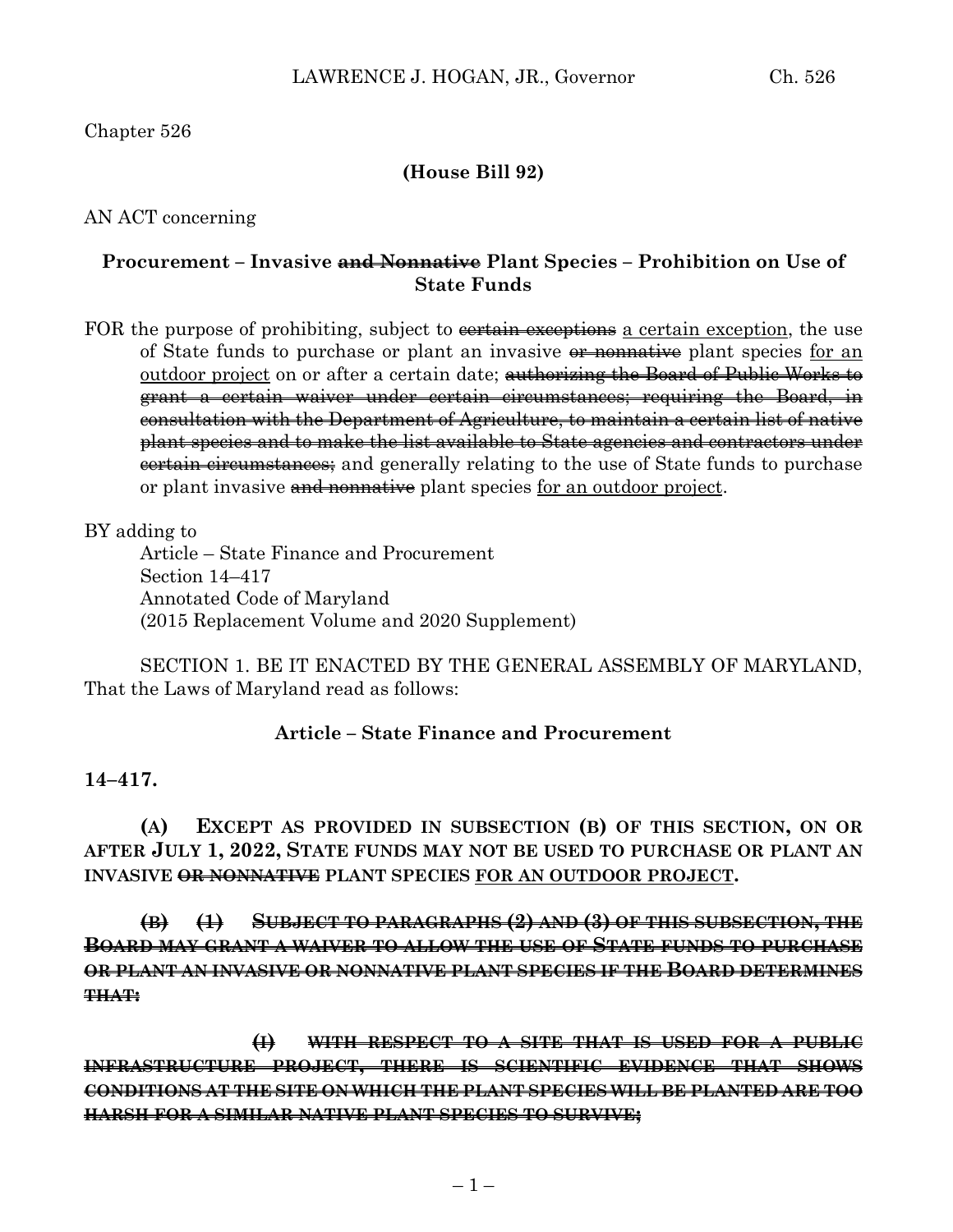Chapter 526

**(House Bill 92)**

AN ACT concerning

## Procurement – Invasive ~~and Nonnative~~ Plant Species – Prohibition on Use of State Funds

FOR the purpose of prohibiting, subject to ~~certain exceptions~~ <u>a certain exception</u>, the use of State funds to purchase or plant an invasive ~~or nonnative~~ plant species <u>for an outdoor project</u> on or after a certain date; ~~authorizing the Board of Public Works to grant a certain waiver under certain circumstances; requiring the Board, in consultation with the Department of Agriculture, to maintain a certain list of native plant species and to make the list available to State agencies and contractors under certain circumstances;~~ and generally relating to the use of State funds to purchase or plant invasive ~~and nonnative~~ plant species <u>for an outdoor project</u>.

BY adding to
Article – State Finance and Procurement
Section 14–417
Annotated Code of Maryland
(2015 Replacement Volume and 2020 Supplement)

SECTION 1. BE IT ENACTED BY THE GENERAL ASSEMBLY OF MARYLAND, That the Laws of Maryland read as follows:

**Article – State Finance and Procurement**

**14–417.**

**(A) EXCEPT AS PROVIDED IN SUBSECTION (B) OF THIS SECTION, ON OR AFTER JULY 1, 2022, STATE FUNDS MAY NOT BE USED TO PURCHASE OR PLANT AN INVASIVE ~~OR NONNATIVE~~ PLANT SPECIES <u>FOR AN OUTDOOR PROJECT</u>.**

**~~(B) (1) SUBJECT TO PARAGRAPHS (2) AND (3) OF THIS SUBSECTION, THE BOARD MAY GRANT A WAIVER TO ALLOW THE USE OF STATE FUNDS TO PURCHASE OR PLANT AN INVASIVE OR NONNATIVE PLANT SPECIES IF THE BOARD DETERMINES THAT:~~**

**~~(I) WITH RESPECT TO A SITE THAT IS USED FOR A PUBLIC INFRASTRUCTURE PROJECT, THERE IS SCIENTIFIC EVIDENCE THAT SHOWS CONDITIONS AT THE SITE ON WHICH THE PLANT SPECIES WILL BE PLANTED ARE TOO HARSH FOR A SIMILAR NATIVE PLANT SPECIES TO SURVIVE;~~**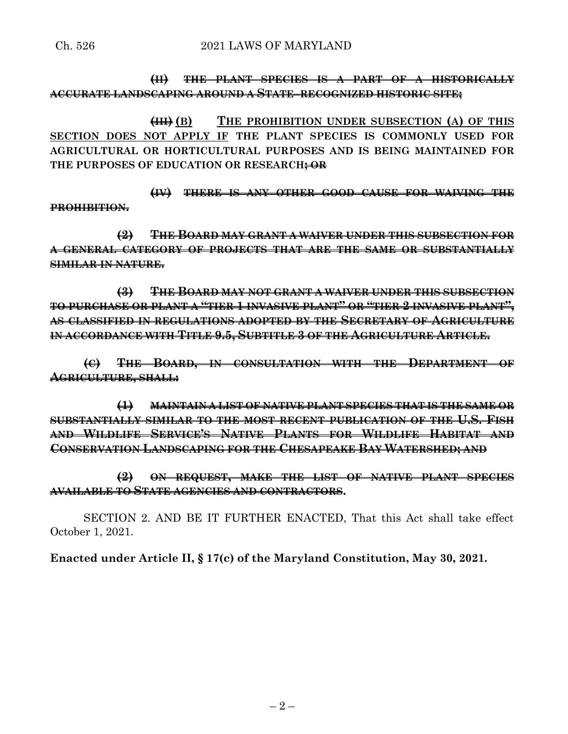**~~(II) THE PLANT SPECIES IS A PART OF A HISTORICALLY ACCURATE LANDSCAPING AROUND A STATE–RECOGNIZED HISTORIC SITE;~~**

**~~(III)~~ <u>(B)</u> <u>THE PROHIBITION UNDER SUBSECTION (A) OF THIS SECTION DOES NOT APPLY IF</u> THE PLANT SPECIES IS COMMONLY USED FOR AGRICULTURAL OR HORTICULTURAL PURPOSES AND IS BEING MAINTAINED FOR THE PURPOSES OF EDUCATION OR RESEARCH~~; OR~~**

**~~(IV) THERE IS ANY OTHER GOOD CAUSE FOR WAIVING THE PROHIBITION.~~**

**~~(2) THE BOARD MAY GRANT A WAIVER UNDER THIS SUBSECTION FOR A GENERAL CATEGORY OF PROJECTS THAT ARE THE SAME OR SUBSTANTIALLY SIMILAR IN NATURE.~~**

**~~(3) THE BOARD MAY NOT GRANT A WAIVER UNDER THIS SUBSECTION TO PURCHASE OR PLANT A "TIER 1 INVASIVE PLANT" OR "TIER 2 INVASIVE PLANT", AS CLASSIFIED IN REGULATIONS ADOPTED BY THE SECRETARY OF AGRICULTURE IN ACCORDANCE WITH TITLE 9.5, SUBTITLE 3 OF THE AGRICULTURE ARTICLE.~~**

**~~(C) THE BOARD, IN CONSULTATION WITH THE DEPARTMENT OF AGRICULTURE, SHALL:~~**

**~~(1) MAINTAIN A LIST OF NATIVE PLANT SPECIES THAT IS THE SAME OR SUBSTANTIALLY SIMILAR TO THE MOST RECENT PUBLICATION OF THE U.S. FISH AND WILDLIFE SERVICE'S NATIVE PLANTS FOR WILDLIFE HABITAT AND CONSERVATION LANDSCAPING FOR THE CHESAPEAKE BAY WATERSHED; AND~~**

**~~(2) ON REQUEST, MAKE THE LIST OF NATIVE PLANT SPECIES AVAILABLE TO STATE AGENCIES AND CONTRACTORS~~.**

SECTION 2. AND BE IT FURTHER ENACTED, That this Act shall take effect October 1, 2021.

**Enacted under Article II, § 17(c) of the Maryland Constitution, May 30, 2021.**